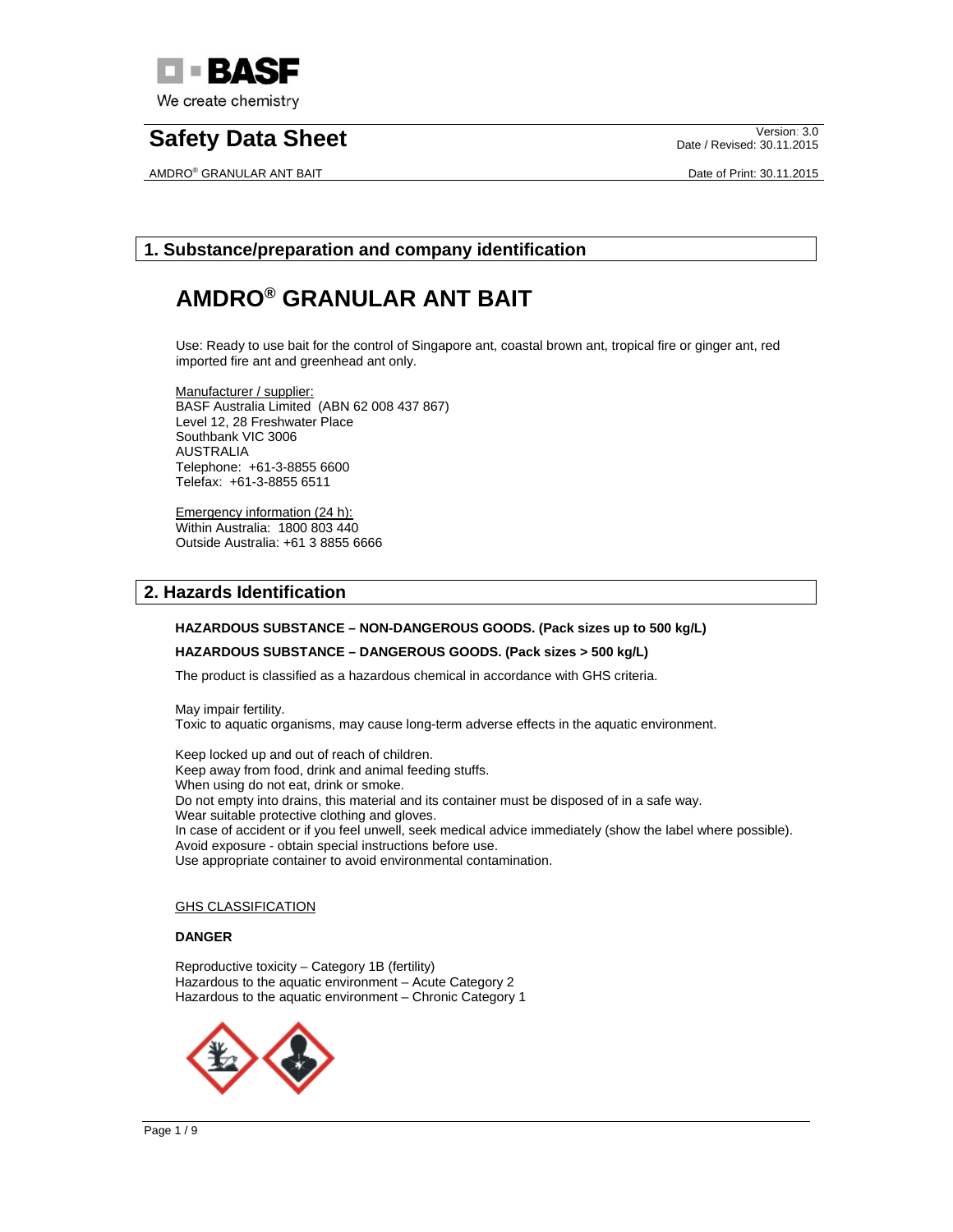# Safety Data Sheet

Version: 3.0
Date / Revised: 30.11.2015

AMDRO® GRANULAR ANT BAIT

Date of Print: 30.11.2015

## 1. Substance/preparation and company identification

# AMDRO® GRANULAR ANT BAIT

Use: Ready to use bait for the control of Singapore ant, coastal brown ant, tropical fire or ginger ant, red imported fire ant and greenhead ant only.

Manufacturer / supplier:
BASF Australia Limited (ABN 62 008 437 867)
Level 12, 28 Freshwater Place
Southbank VIC 3006
AUSTRALIA
Telephone: +61-3-8855 6600
Telefax: +61-3-8855 6511

Emergency information (24 h):
Within Australia: 1800 803 440
Outside Australia: +61 3 8855 6666

## 2. Hazards Identification

**HAZARDOUS SUBSTANCE – NON-DANGEROUS GOODS. (Pack sizes up to 500 kg/L)**

**HAZARDOUS SUBSTANCE – DANGEROUS GOODS. (Pack sizes > 500 kg/L)**

The product is classified as a hazardous chemical in accordance with GHS criteria.

May impair fertility.
Toxic to aquatic organisms, may cause long-term adverse effects in the aquatic environment.

Keep locked up and out of reach of children.
Keep away from food, drink and animal feeding stuffs.
When using do not eat, drink or smoke.
Do not empty into drains, this material and its container must be disposed of in a safe way.
Wear suitable protective clothing and gloves.
In case of accident or if you feel unwell, seek medical advice immediately (show the label where possible).
Avoid exposure - obtain special instructions before use.
Use appropriate container to avoid environmental contamination.

GHS CLASSIFICATION

**DANGER**

Reproductive toxicity – Category 1B (fertility)
Hazardous to the aquatic environment – Acute Category 2
Hazardous to the aquatic environment – Chronic Category 1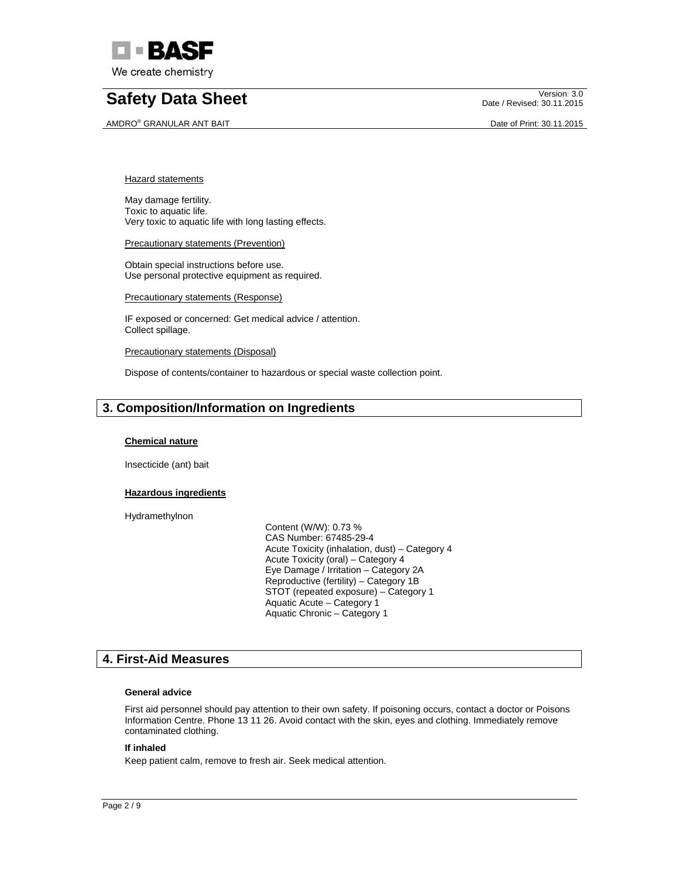Hazard statements

May damage fertility.
Toxic to aquatic life.
Very toxic to aquatic life with long lasting effects.

Precautionary statements (Prevention)

Obtain special instructions before use.
Use personal protective equipment as required.

Precautionary statements (Response)

IF exposed or concerned: Get medical advice / attention.
Collect spillage.

Precautionary statements (Disposal)

Dispose of contents/container to hazardous or special waste collection point.

## 3. Composition/Information on Ingredients

**Chemical nature**

Insecticide (ant) bait

**Hazardous ingredients**

Hydramethylnon

Content (W/W): 0.73 %
CAS Number: 67485-29-4
Acute Toxicity (inhalation, dust) – Category 4
Acute Toxicity (oral) – Category 4
Eye Damage / Irritation – Category 2A
Reproductive (fertility) – Category 1B
STOT (repeated exposure) – Category 1
Aquatic Acute – Category 1
Aquatic Chronic – Category 1

## 4. First-Aid Measures

**General advice**

First aid personnel should pay attention to their own safety. If poisoning occurs, contact a doctor or Poisons Information Centre. Phone 13 11 26. Avoid contact with the skin, eyes and clothing. Immediately remove contaminated clothing.

**If inhaled**

Keep patient calm, remove to fresh air. Seek medical attention.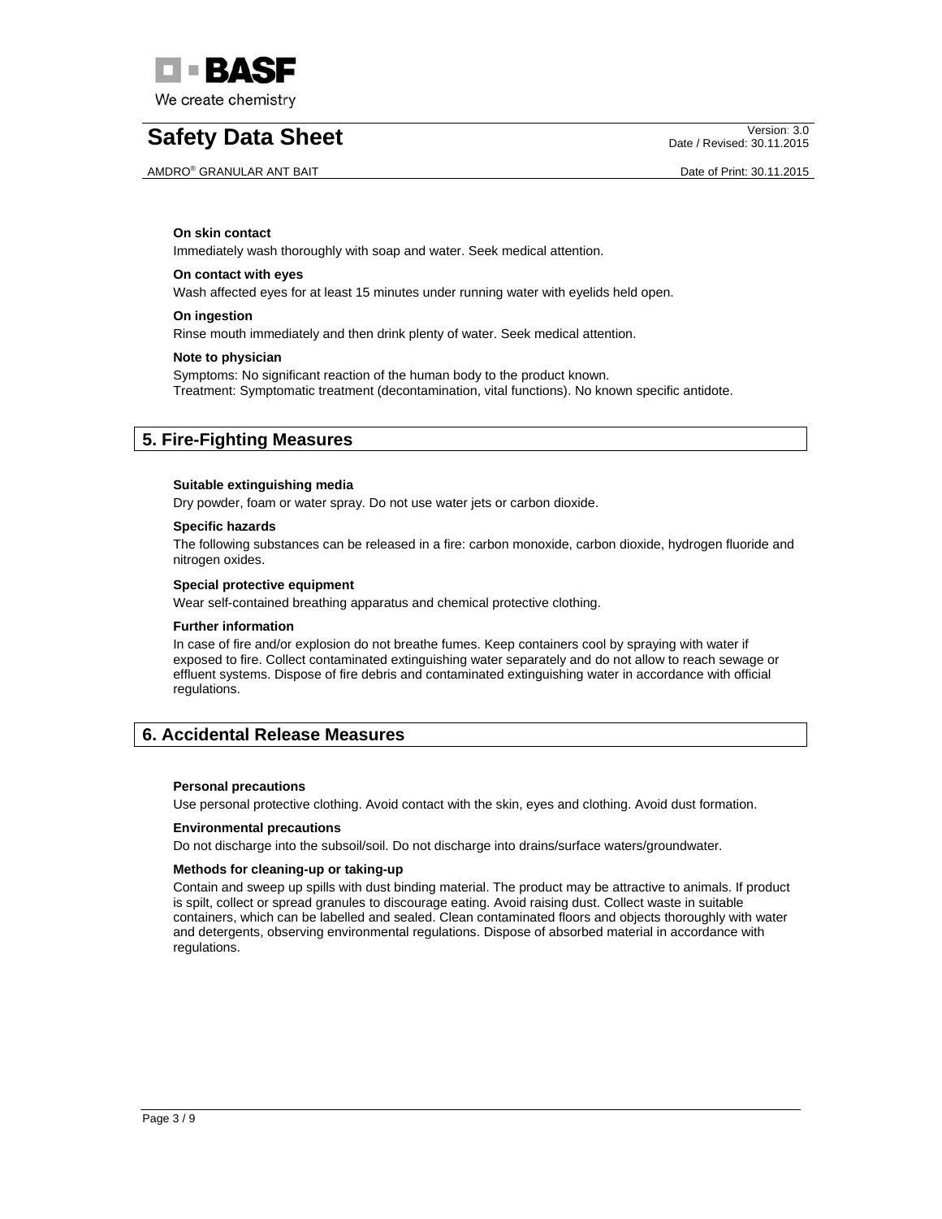**On skin contact**

Immediately wash thoroughly with soap and water. Seek medical attention.

**On contact with eyes**

Wash affected eyes for at least 15 minutes under running water with eyelids held open.

**On ingestion**

Rinse mouth immediately and then drink plenty of water. Seek medical attention.

**Note to physician**

Symptoms: No significant reaction of the human body to the product known.
Treatment: Symptomatic treatment (decontamination, vital functions). No known specific antidote.

## 5. Fire-Fighting Measures

**Suitable extinguishing media**

Dry powder, foam or water spray. Do not use water jets or carbon dioxide.

**Specific hazards**

The following substances can be released in a fire: carbon monoxide, carbon dioxide, hydrogen fluoride and nitrogen oxides.

**Special protective equipment**

Wear self-contained breathing apparatus and chemical protective clothing.

**Further information**

In case of fire and/or explosion do not breathe fumes. Keep containers cool by spraying with water if exposed to fire. Collect contaminated extinguishing water separately and do not allow to reach sewage or effluent systems. Dispose of fire debris and contaminated extinguishing water in accordance with official regulations.

## 6. Accidental Release Measures

**Personal precautions**

Use personal protective clothing. Avoid contact with the skin, eyes and clothing. Avoid dust formation.

**Environmental precautions**

Do not discharge into the subsoil/soil. Do not discharge into drains/surface waters/groundwater.

**Methods for cleaning-up or taking-up**

Contain and sweep up spills with dust binding material. The product may be attractive to animals. If product is spilt, collect or spread granules to discourage eating. Avoid raising dust. Collect waste in suitable containers, which can be labelled and sealed. Clean contaminated floors and objects thoroughly with water and detergents, observing environmental regulations. Dispose of absorbed material in accordance with regulations.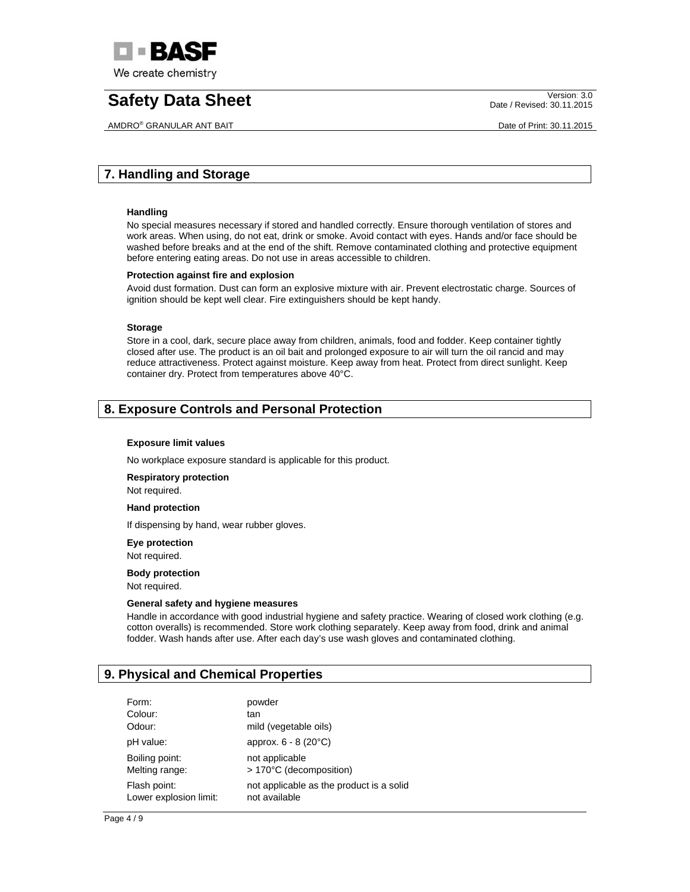## 7. Handling and Storage

**Handling**

No special measures necessary if stored and handled correctly. Ensure thorough ventilation of stores and work areas. When using, do not eat, drink or smoke. Avoid contact with eyes. Hands and/or face should be washed before breaks and at the end of the shift. Remove contaminated clothing and protective equipment before entering eating areas. Do not use in areas accessible to children.

**Protection against fire and explosion**

Avoid dust formation. Dust can form an explosive mixture with air. Prevent electrostatic charge. Sources of ignition should be kept well clear. Fire extinguishers should be kept handy.

**Storage**

Store in a cool, dark, secure place away from children, animals, food and fodder. Keep container tightly closed after use. The product is an oil bait and prolonged exposure to air will turn the oil rancid and may reduce attractiveness. Protect against moisture. Keep away from heat. Protect from direct sunlight. Keep container dry. Protect from temperatures above 40°C.

## 8. Exposure Controls and Personal Protection

**Exposure limit values**

No workplace exposure standard is applicable for this product.

**Respiratory protection**

Not required.

**Hand protection**

If dispensing by hand, wear rubber gloves.

**Eye protection**

Not required.

**Body protection**

Not required.

**General safety and hygiene measures**

Handle in accordance with good industrial hygiene and safety practice. Wearing of closed work clothing (e.g. cotton overalls) is recommended. Store work clothing separately. Keep away from food, drink and animal fodder. Wash hands after use. After each day's use wash gloves and contaminated clothing.

## 9. Physical and Chemical Properties

| | |
|---|---|
| Form: | powder |
| Colour: | tan |
| Odour: | mild (vegetable oils) |
| pH value: | approx. 6 - 8 (20°C) |
| Boiling point: | not applicable |
| Melting range: | > 170°C (decomposition) |
| Flash point: | not applicable as the product is a solid |
| Lower explosion limit: | not available |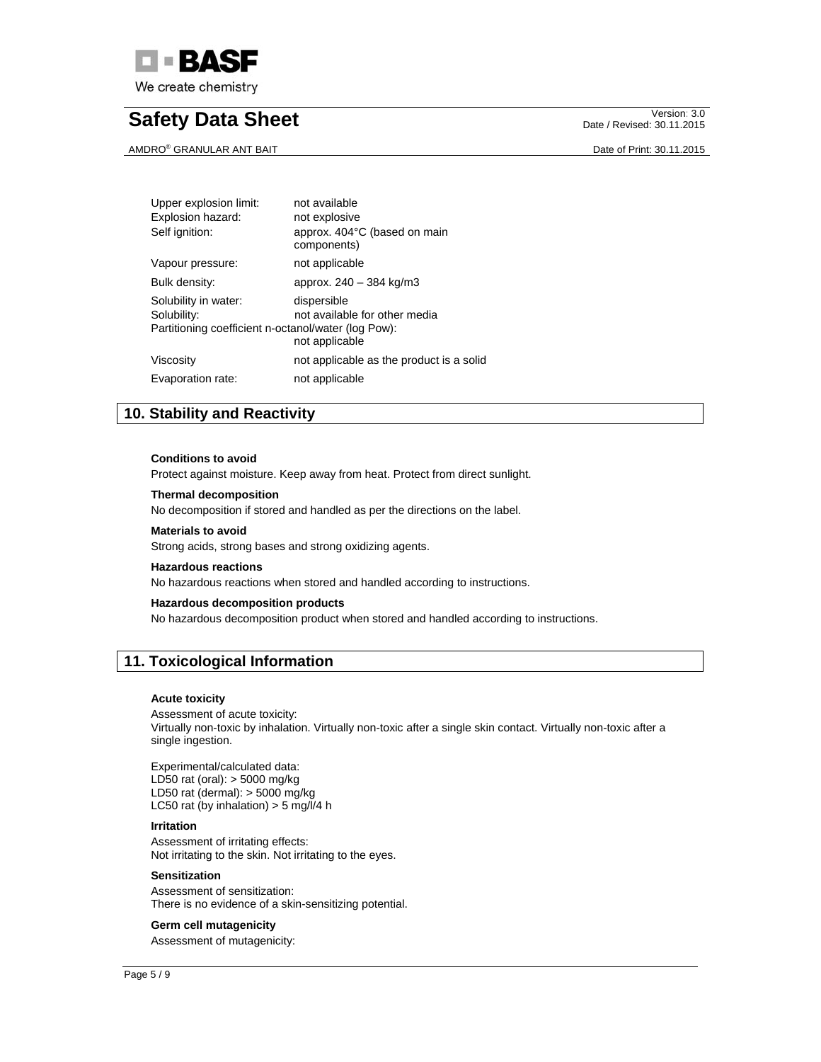| | |
|---|---|
| Upper explosion limit: | not available |
| Explosion hazard: | not explosive |
| Self ignition: | approx. 404°C (based on main components) |
| Vapour pressure: | not applicable |
| Bulk density: | approx. 240 – 384 kg/m3 |
| Solubility in water: | dispersible |
| Solubility: | not available for other media |
| Partitioning coefficient n-octanol/water (log Pow): | not applicable |
| Viscosity | not applicable as the product is a solid |
| Evaporation rate: | not applicable |

## 10. Stability and Reactivity

**Conditions to avoid**

Protect against moisture. Keep away from heat. Protect from direct sunlight.

**Thermal decomposition**

No decomposition if stored and handled as per the directions on the label.

**Materials to avoid**

Strong acids, strong bases and strong oxidizing agents.

**Hazardous reactions**

No hazardous reactions when stored and handled according to instructions.

**Hazardous decomposition products**

No hazardous decomposition product when stored and handled according to instructions.

## 11. Toxicological Information

**Acute toxicity**

Assessment of acute toxicity:
Virtually non-toxic by inhalation. Virtually non-toxic after a single skin contact. Virtually non-toxic after a single ingestion.

Experimental/calculated data:
LD50 rat (oral): > 5000 mg/kg
LD50 rat (dermal): > 5000 mg/kg
LC50 rat (by inhalation) > 5 mg/l/4 h

**Irritation**

Assessment of irritating effects:
Not irritating to the skin. Not irritating to the eyes.

**Sensitization**

Assessment of sensitization:
There is no evidence of a skin-sensitizing potential.

**Germ cell mutagenicity**

Assessment of mutagenicity: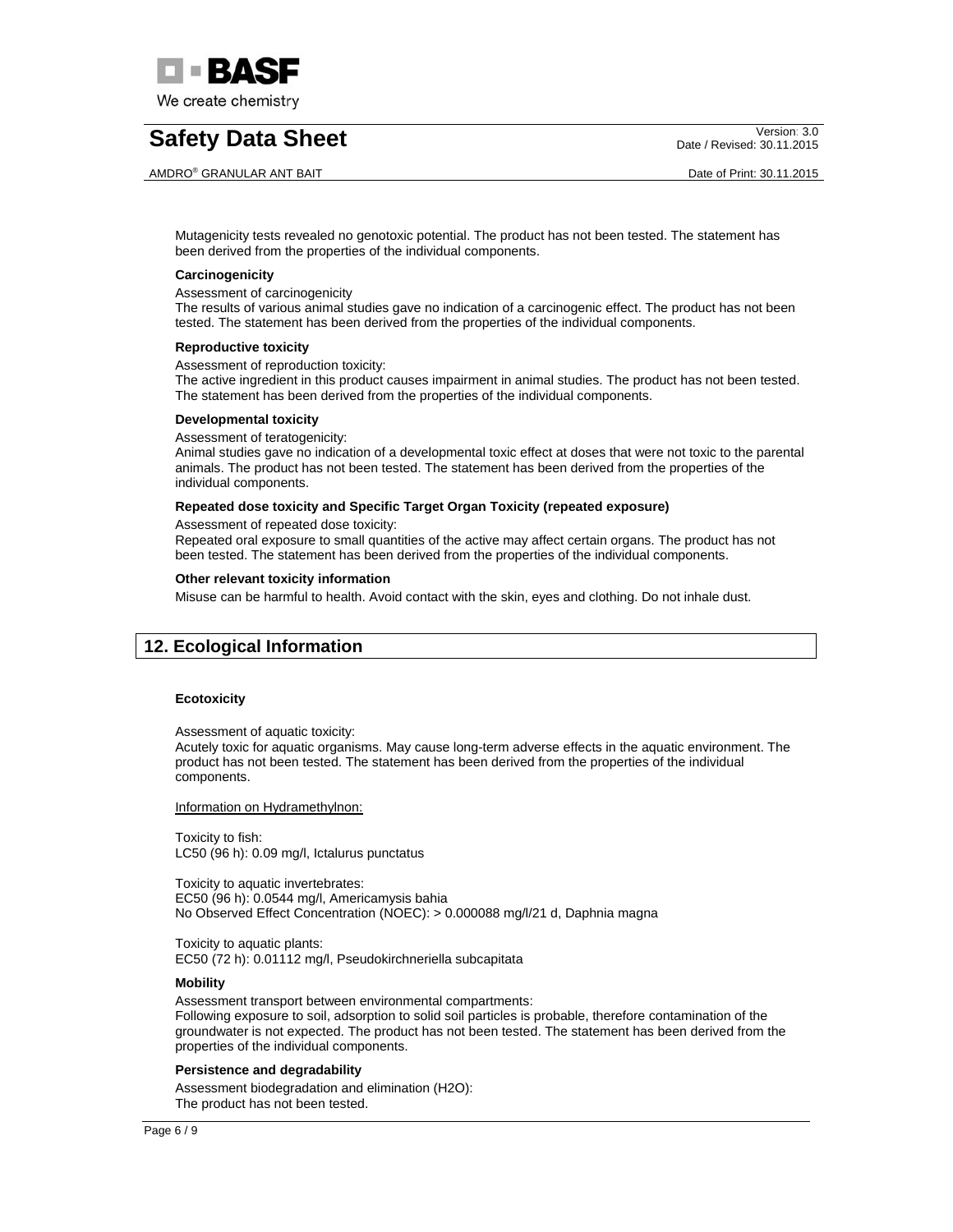Mutagenicity tests revealed no genotoxic potential. The product has not been tested. The statement has been derived from the properties of the individual components.

**Carcinogenicity**

Assessment of carcinogenicity
The results of various animal studies gave no indication of a carcinogenic effect. The product has not been tested. The statement has been derived from the properties of the individual components.

**Reproductive toxicity**

Assessment of reproduction toxicity:
The active ingredient in this product causes impairment in animal studies. The product has not been tested. The statement has been derived from the properties of the individual components.

**Developmental toxicity**

Assessment of teratogenicity:
Animal studies gave no indication of a developmental toxic effect at doses that were not toxic to the parental animals. The product has not been tested. The statement has been derived from the properties of the individual components.

**Repeated dose toxicity and Specific Target Organ Toxicity (repeated exposure)**

Assessment of repeated dose toxicity:
Repeated oral exposure to small quantities of the active may affect certain organs. The product has not been tested. The statement has been derived from the properties of the individual components.

**Other relevant toxicity information**

Misuse can be harmful to health. Avoid contact with the skin, eyes and clothing. Do not inhale dust.

## 12. Ecological Information

**Ecotoxicity**

Assessment of aquatic toxicity:
Acutely toxic for aquatic organisms. May cause long-term adverse effects in the aquatic environment. The product has not been tested. The statement has been derived from the properties of the individual components.

Information on Hydramethylnon:

Toxicity to fish:
LC50 (96 h): 0.09 mg/l, Ictalurus punctatus

Toxicity to aquatic invertebrates:
EC50 (96 h): 0.0544 mg/l, Americamysis bahia
No Observed Effect Concentration (NOEC): > 0.000088 mg/l/21 d, Daphnia magna

Toxicity to aquatic plants:
EC50 (72 h): 0.01112 mg/l, Pseudokirchneriella subcapitata

**Mobility**

Assessment transport between environmental compartments:
Following exposure to soil, adsorption to solid soil particles is probable, therefore contamination of the groundwater is not expected. The product has not been tested. The statement has been derived from the properties of the individual components.

**Persistence and degradability**

Assessment biodegradation and elimination ($H_2O$):
The product has not been tested.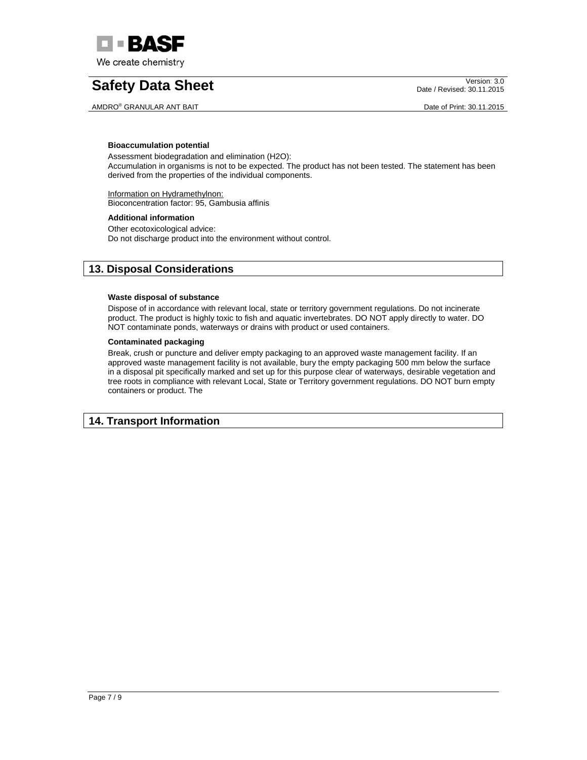**Bioaccumulation potential**

Assessment biodegradation and elimination ($H_2O$):
Accumulation in organisms is not to be expected. The product has not been tested. The statement has been derived from the properties of the individual components.

Information on Hydramethylnon:
Bioconcentration factor: 95, Gambusia affinis

**Additional information**

Other ecotoxicological advice:
Do not discharge product into the environment without control.

## 13. Disposal Considerations

**Waste disposal of substance**

Dispose of in accordance with relevant local, state or territory government regulations. Do not incinerate product. The product is highly toxic to fish and aquatic invertebrates. DO NOT apply directly to water. DO NOT contaminate ponds, waterways or drains with product or used containers.

**Contaminated packaging**

Break, crush or puncture and deliver empty packaging to an approved waste management facility. If an approved waste management facility is not available, bury the empty packaging 500 mm below the surface in a disposal pit specifically marked and set up for this purpose clear of waterways, desirable vegetation and tree roots in compliance with relevant Local, State or Territory government regulations. DO NOT burn empty containers or product. The

## 14. Transport Information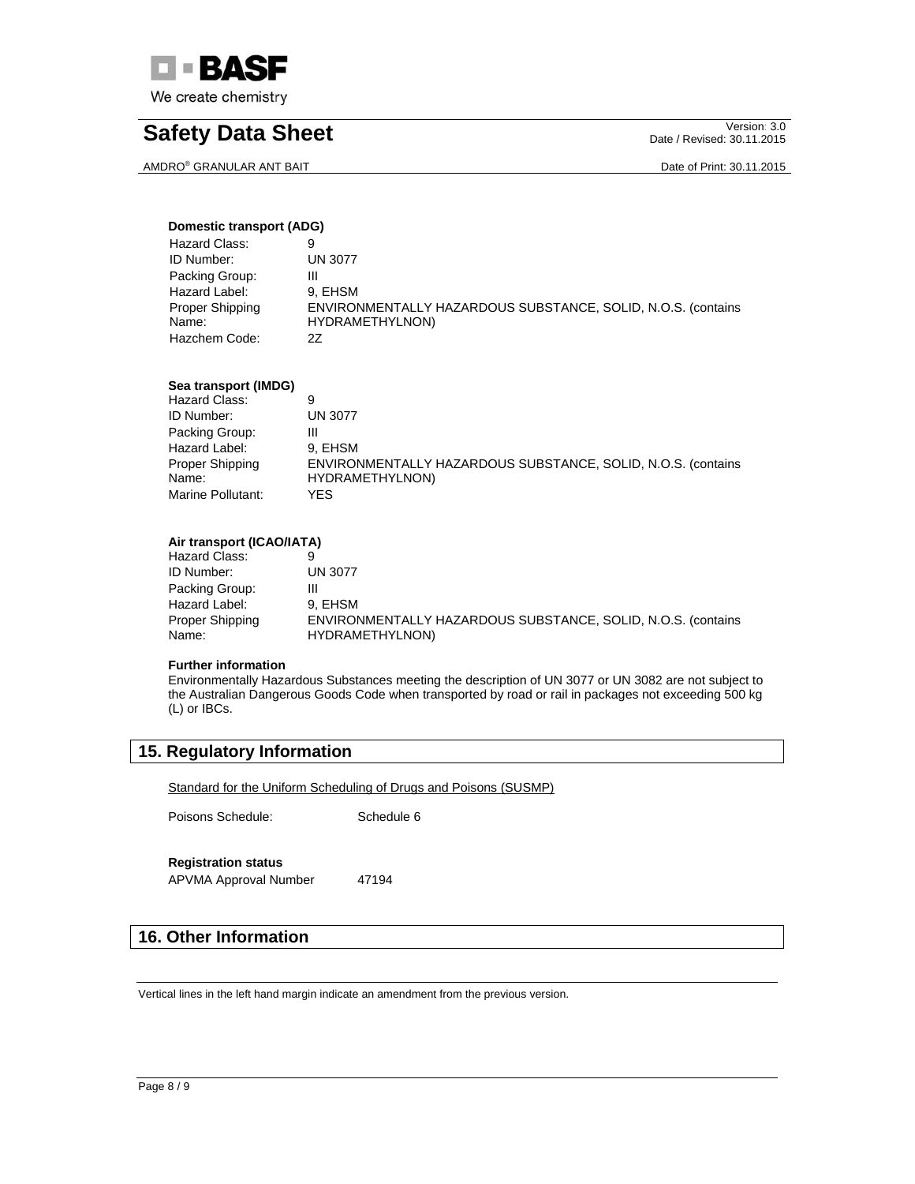**Domestic transport (ADG)**

| | |
|---|---|
| Hazard Class: | 9 |
| ID Number: | UN 3077 |
| Packing Group: | III |
| Hazard Label: | 9, EHSM |
| Proper Shipping Name: | ENVIRONMENTALLY HAZARDOUS SUBSTANCE, SOLID, N.O.S. (contains HYDRAMETHYLNON) |
| Hazchem Code: | 2Z |

**Sea transport (IMDG)**

| | |
|---|---|
| Hazard Class: | 9 |
| ID Number: | UN 3077 |
| Packing Group: | III |
| Hazard Label: | 9, EHSM |
| Proper Shipping Name: | ENVIRONMENTALLY HAZARDOUS SUBSTANCE, SOLID, N.O.S. (contains HYDRAMETHYLNON) |
| Marine Pollutant: | YES |

**Air transport (ICAO/IATA)**

| | |
|---|---|
| Hazard Class: | 9 |
| ID Number: | UN 3077 |
| Packing Group: | III |
| Hazard Label: | 9, EHSM |
| Proper Shipping Name: | ENVIRONMENTALLY HAZARDOUS SUBSTANCE, SOLID, N.O.S. (contains HYDRAMETHYLNON) |

**Further information**

Environmentally Hazardous Substances meeting the description of UN 3077 or UN 3082 are not subject to the Australian Dangerous Goods Code when transported by road or rail in packages not exceeding 500 kg (L) or IBCs.

## 15. Regulatory Information

Standard for the Uniform Scheduling of Drugs and Poisons (SUSMP)

Poisons Schedule: Schedule 6

**Registration status**

APVMA Approval Number 47194

## 16. Other Information

Vertical lines in the left hand margin indicate an amendment from the previous version.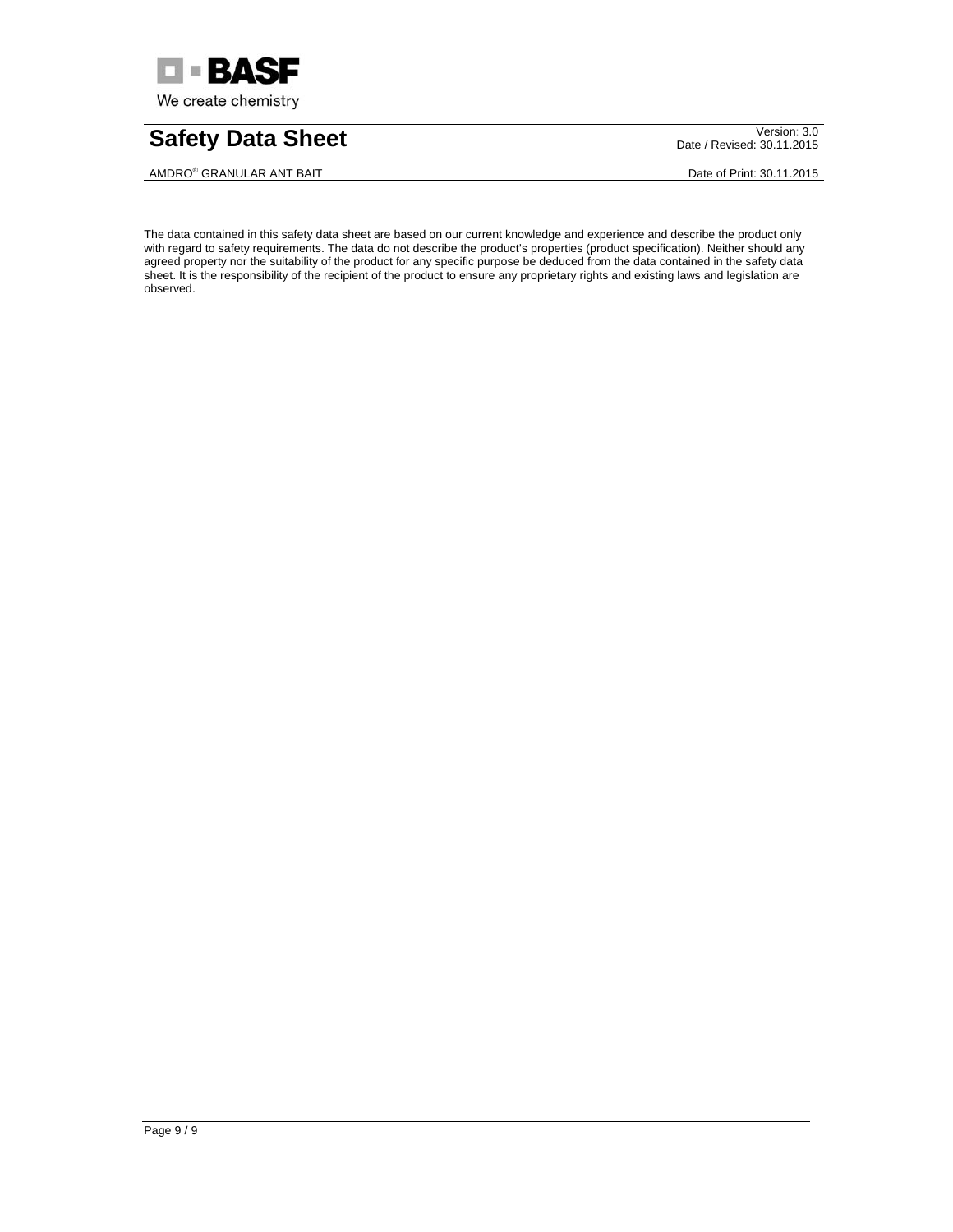The data contained in this safety data sheet are based on our current knowledge and experience and describe the product only with regard to safety requirements. The data do not describe the product's properties (product specification). Neither should any agreed property nor the suitability of the product for any specific purpose be deduced from the data contained in the safety data sheet. It is the responsibility of the recipient of the product to ensure any proprietary rights and existing laws and legislation are observed.